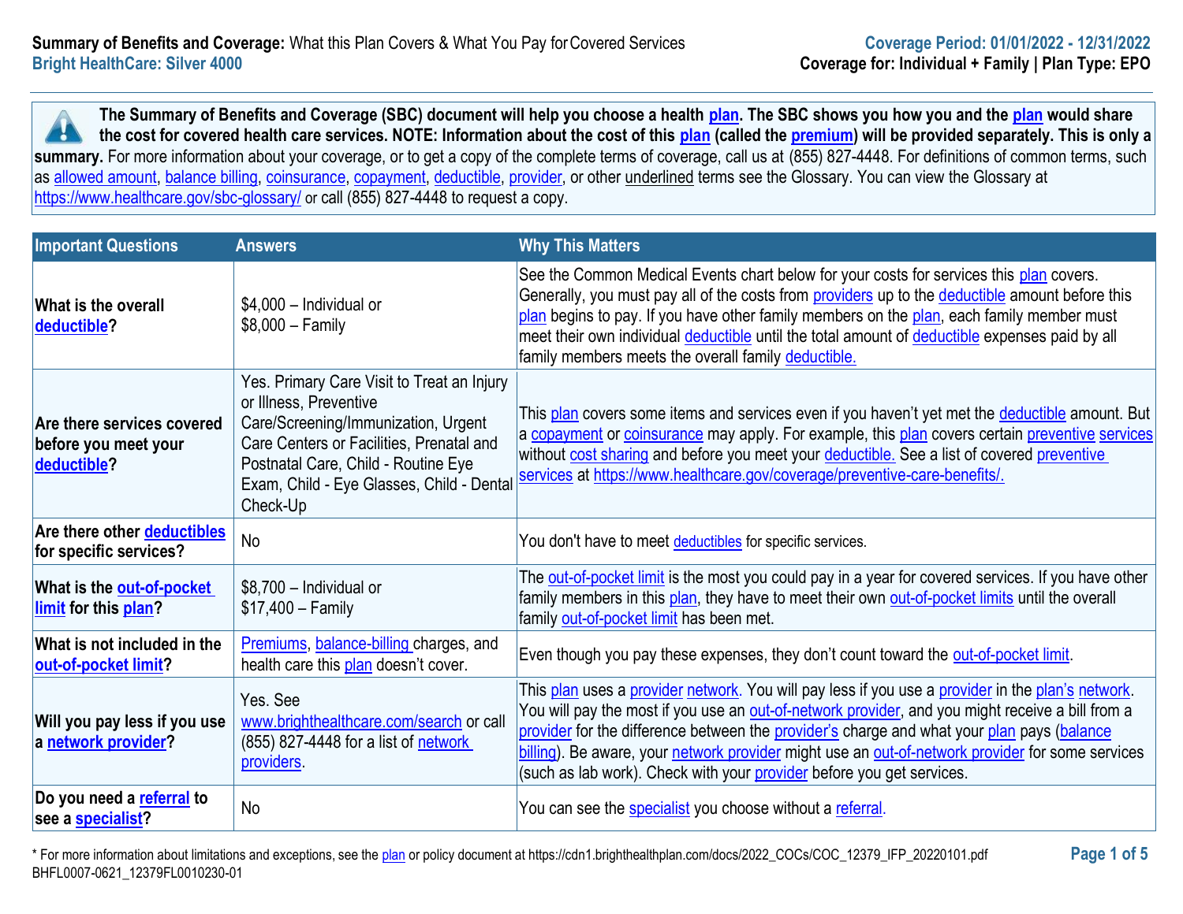**Summary of Benefits and Coverage:** What this Plan Covers & What You Pay for Covered Services
**Bright HealthCare: Silver 4000**

**Coverage Period: 01/01/2022 - 12/31/2022**
**Coverage for: Individual + Family | Plan Type: EPO**

**The Summary of Benefits and Coverage (SBC) document will help you choose a health plan. The SBC shows you how you and the plan would share the cost for covered health care services. NOTE: Information about the cost of this plan (called the premium) will be provided separately. This is only a summary.** For more information about your coverage, or to get a copy of the complete terms of coverage, call us at (855) 827-4448. For definitions of common terms, such as allowed amount, balance billing, coinsurance, copayment, deductible, provider, or other underlined terms see the Glossary. You can view the Glossary at https://www.healthcare.gov/sbc-glossary/ or call (855) 827-4448 to request a copy.

| Important Questions | Answers | Why This Matters |
|---|---|---|
| **What is the overall deductible?** | $4,000 – Individual or $8,000 – Family | See the Common Medical Events chart below for your costs for services this plan covers. Generally, you must pay all of the costs from providers up to the deductible amount before this plan begins to pay. If you have other family members on the plan, each family member must meet their own individual deductible until the total amount of deductible expenses paid by all family members meets the overall family deductible. |
| **Are there services covered before you meet your deductible?** | Yes. Primary Care Visit to Treat an Injury or Illness, Preventive Care/Screening/Immunization, Urgent Care Centers or Facilities, Prenatal and Postnatal Care, Child - Routine Eye Exam, Child - Eye Glasses, Child - Dental Check-Up | This plan covers some items and services even if you haven't yet met the deductible amount. But a copayment or coinsurance may apply. For example, this plan covers certain preventive services without cost sharing and before you meet your deductible. See a list of covered preventive services at https://www.healthcare.gov/coverage/preventive-care-benefits/. |
| **Are there other deductibles for specific services?** | No | You don't have to meet deductibles for specific services. |
| **What is the out-of-pocket limit for this plan?** | $8,700 – Individual or $17,400 – Family | The out-of-pocket limit is the most you could pay in a year for covered services. If you have other family members in this plan, they have to meet their own out-of-pocket limits until the overall family out-of-pocket limit has been met. |
| **What is not included in the out-of-pocket limit?** | Premiums, balance-billing charges, and health care this plan doesn't cover. | Even though you pay these expenses, they don't count toward the out-of-pocket limit. |
| **Will you pay less if you use a network provider?** | Yes. See www.brighthealthcare.com/search or call (855) 827-4448 for a list of network providers. | This plan uses a provider network. You will pay less if you use a provider in the plan's network. You will pay the most if you use an out-of-network provider, and you might receive a bill from a provider for the difference between the provider's charge and what your plan pays (balance billing). Be aware, your network provider might use an out-of-network provider for some services (such as lab work). Check with your provider before you get services. |
| **Do you need a referral to see a specialist?** | No | You can see the specialist you choose without a referral. |

\* For more information about limitations and exceptions, see the plan or policy document at https://cdn1.brighthealthplan.com/docs/2022_COCs/COC_12379_IFP_20220101.pdf
BHFL0007-0621_12379FL0010230-01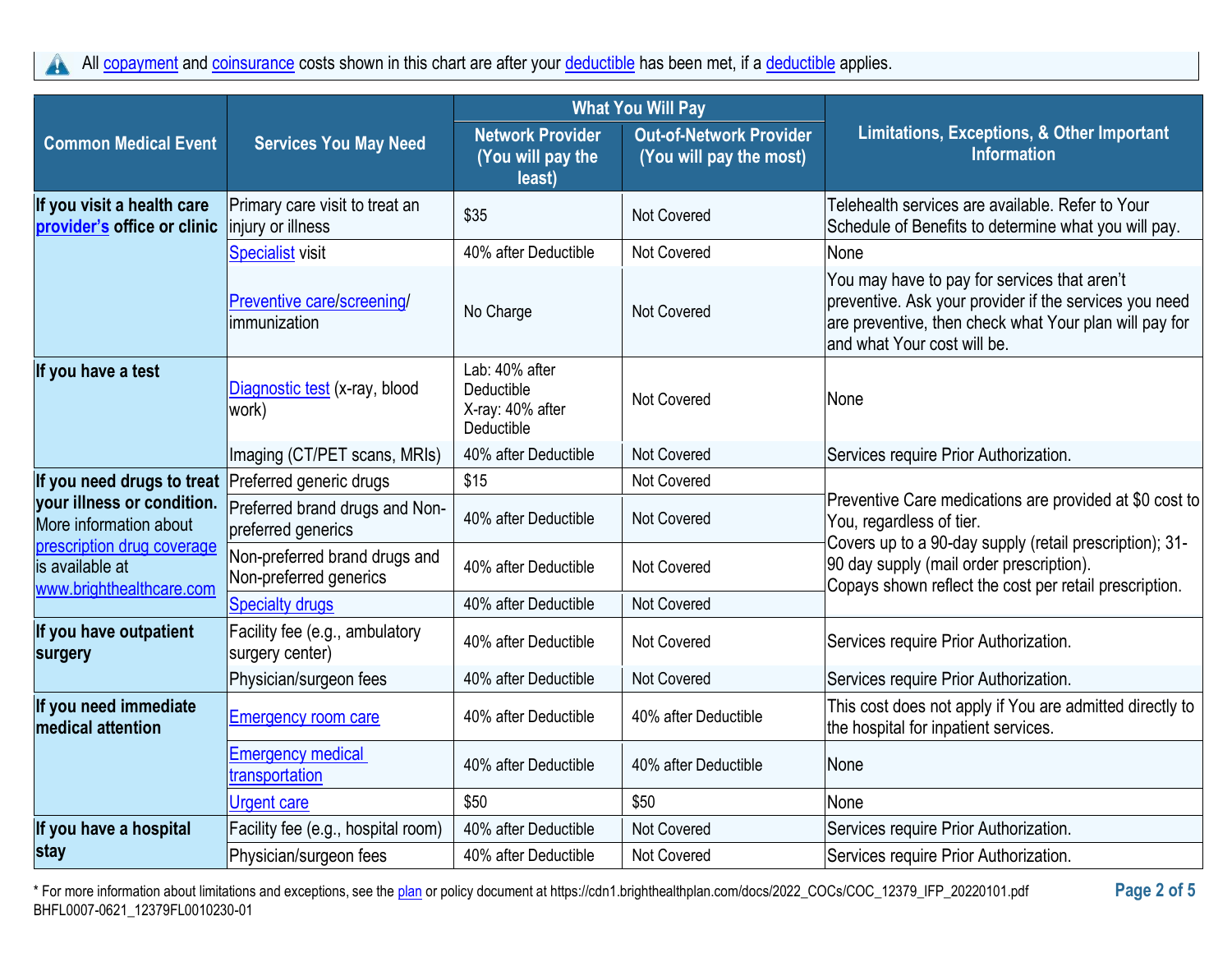All copayment and coinsurance costs shown in this chart are after your deductible has been met, if a deductible applies.

| Common Medical Event | Services You May Need | What You Will Pay | | Limitations, Exceptions, & Other Important Information |
|---|---|---|---|---|
| | | Network Provider (You will pay the least) | Out-of-Network Provider (You will pay the most) | |
| **If you visit a health care provider's office or clinic** | Primary care visit to treat an injury or illness | $35 | Not Covered | Telehealth services are available. Refer to Your Schedule of Benefits to determine what you will pay. |
| | Specialist visit | 40% after Deductible | Not Covered | None |
| | Preventive care/screening/ immunization | No Charge | Not Covered | You may have to pay for services that aren't preventive. Ask your provider if the services you need are preventive, then check what Your plan will pay for and what Your cost will be. |
| **If you have a test** | Diagnostic test (x-ray, blood work) | Lab: 40% after Deductible X-ray: 40% after Deductible | Not Covered | None |
| | Imaging (CT/PET scans, MRIs) | 40% after Deductible | Not Covered | Services require Prior Authorization. |
| **If you need drugs to treat your illness or condition.** More information about prescription drug coverage is available at www.brighthealthcare.com | Preferred generic drugs | $15 | Not Covered | Preventive Care medications are provided at $0 cost to You, regardless of tier. Covers up to a 90-day supply (retail prescription); 31-90 day supply (mail order prescription). Copays shown reflect the cost per retail prescription. |
| | Preferred brand drugs and Non-preferred generics | 40% after Deductible | Not Covered | |
| | Non-preferred brand drugs and Non-preferred generics | 40% after Deductible | Not Covered | |
| | Specialty drugs | 40% after Deductible | Not Covered | |
| **If you have outpatient surgery** | Facility fee (e.g., ambulatory surgery center) | 40% after Deductible | Not Covered | Services require Prior Authorization. |
| | Physician/surgeon fees | 40% after Deductible | Not Covered | Services require Prior Authorization. |
| **If you need immediate medical attention** | Emergency room care | 40% after Deductible | 40% after Deductible | This cost does not apply if You are admitted directly to the hospital for inpatient services. |
| | Emergency medical transportation | 40% after Deductible | 40% after Deductible | None |
| | Urgent care | $50 | $50 | None |
| **If you have a hospital stay** | Facility fee (e.g., hospital room) | 40% after Deductible | Not Covered | Services require Prior Authorization. |
| | Physician/surgeon fees | 40% after Deductible | Not Covered | Services require Prior Authorization. |

* For more information about limitations and exceptions, see the plan or policy document at https://cdn1.brighthealthplan.com/docs/2022_COCs/COC_12379_IFP_20220101.pdf

BHFL0007-0621_12379FL0010230-01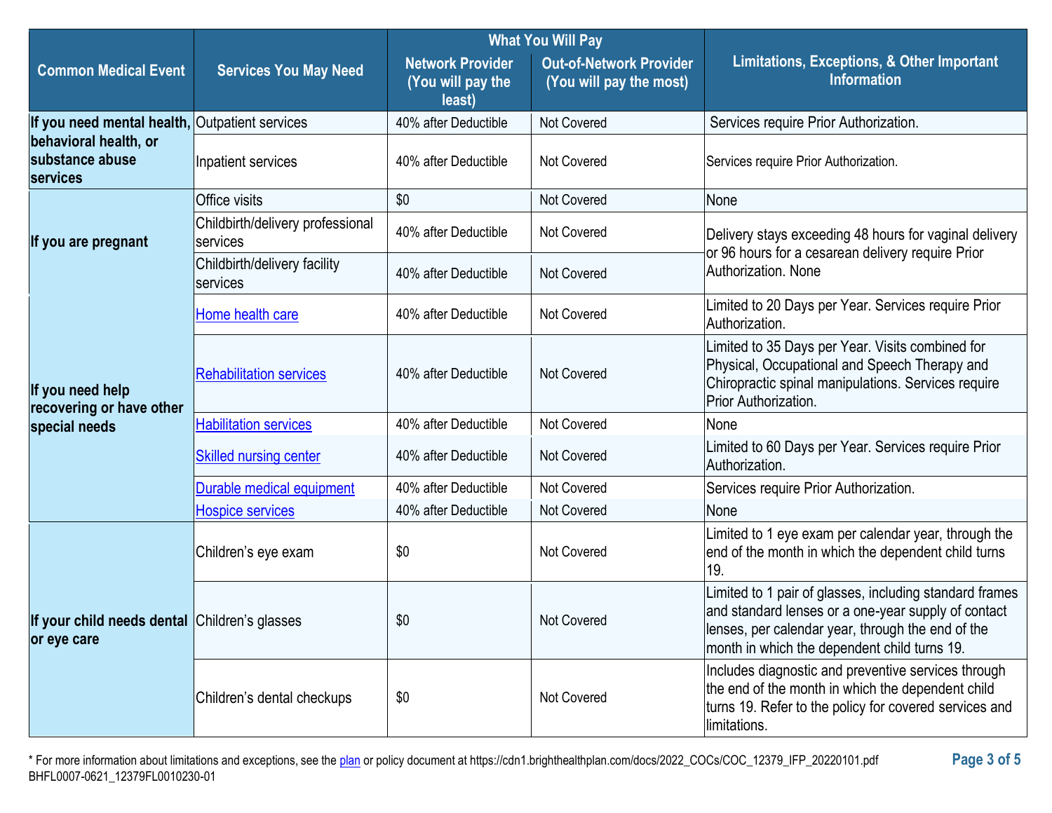| Common Medical Event | Services You May Need | What You Will Pay | | Limitations, Exceptions, & Other Important Information |
|---|---|---|---|---|
| | | Network Provider (You will pay the least) | Out-of-Network Provider (You will pay the most) | |
| If you need mental health, behavioral health, or substance abuse services | Outpatient services | 40% after Deductible | Not Covered | Services require Prior Authorization. |
| | Inpatient services | 40% after Deductible | Not Covered | Services require Prior Authorization. |
| If you are pregnant | Office visits | $0 | Not Covered | None |
| | Childbirth/delivery professional services | 40% after Deductible | Not Covered | Delivery stays exceeding 48 hours for vaginal delivery or 96 hours for a cesarean delivery require Prior Authorization. None |
| | Childbirth/delivery facility services | 40% after Deductible | Not Covered | |
| If you need help recovering or have other special needs | Home health care | 40% after Deductible | Not Covered | Limited to 20 Days per Year. Services require Prior Authorization. |
| | Rehabilitation services | 40% after Deductible | Not Covered | Limited to 35 Days per Year. Visits combined for Physical, Occupational and Speech Therapy and Chiropractic spinal manipulations. Services require Prior Authorization. |
| | Habilitation services | 40% after Deductible | Not Covered | None |
| | Skilled nursing center | 40% after Deductible | Not Covered | Limited to 60 Days per Year. Services require Prior Authorization. |
| | Durable medical equipment | 40% after Deductible | Not Covered | Services require Prior Authorization. |
| | Hospice services | 40% after Deductible | Not Covered | None |
| If your child needs dental or eye care | Children's eye exam | $0 | Not Covered | Limited to 1 eye exam per calendar year, through the end of the month in which the dependent child turns 19. |
| | Children's glasses | $0 | Not Covered | Limited to 1 pair of glasses, including standard frames and standard lenses or a one-year supply of contact lenses, per calendar year, through the end of the month in which the dependent child turns 19. |
| | Children's dental checkups | $0 | Not Covered | Includes diagnostic and preventive services through the end of the month in which the dependent child turns 19. Refer to the policy for covered services and limitations. |

* For more information about limitations and exceptions, see the plan or policy document at https://cdn1.brighthealthplan.com/docs/2022_COCs/COC_12379_IFP_20220101.pdf
BHFL0007-0621_12379FL0010230-01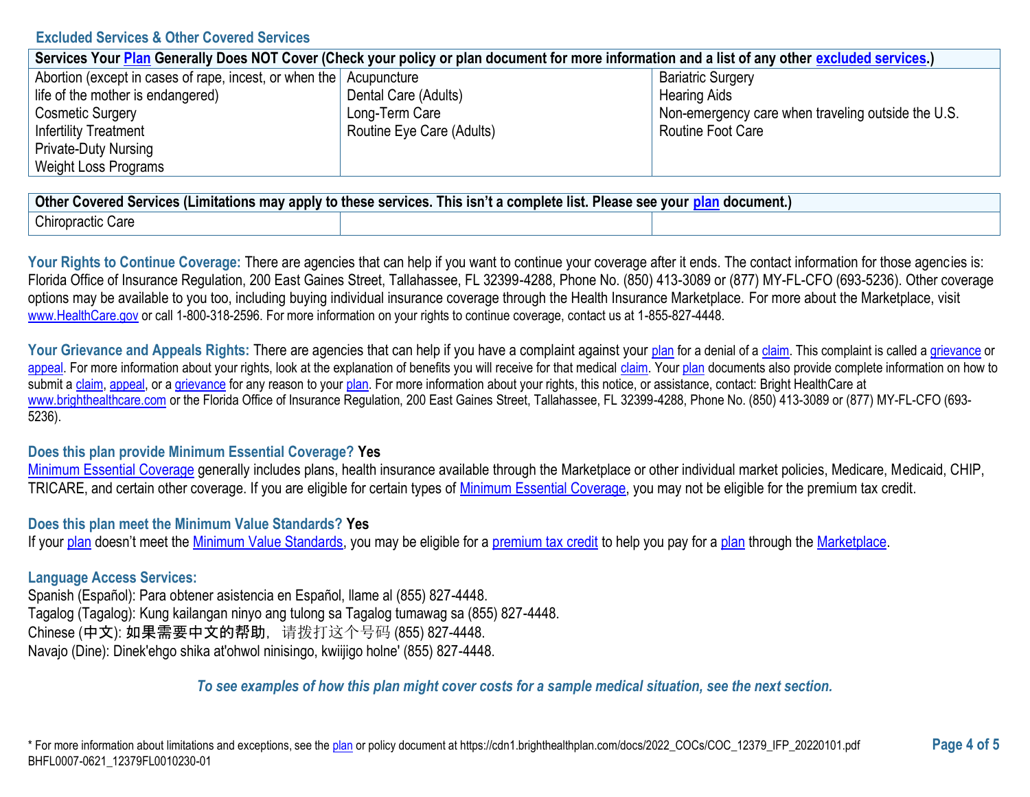## Excluded Services & Other Covered Services

| Services Your Plan Generally Does NOT Cover (Check your policy or plan document for more information and a list of any other excluded services.) | | |
|---|---|---|
| Abortion (except in cases of rape, incest, or when the life of the mother is endangered)<br>Cosmetic Surgery<br>Infertility Treatment<br>Private-Duty Nursing<br>Weight Loss Programs | Acupuncture<br>Dental Care (Adults)<br>Long-Term Care<br>Routine Eye Care (Adults) | Bariatric Surgery<br>Hearing Aids<br>Non-emergency care when traveling outside the U.S.<br>Routine Foot Care |

| Other Covered Services (Limitations may apply to these services. This isn't a complete list. Please see your plan document.) | | |
|---|---|---|
| Chiropractic Care | | |

**Your Rights to Continue Coverage:** There are agencies that can help if you want to continue your coverage after it ends. The contact information for those agencies is: Florida Office of Insurance Regulation, 200 East Gaines Street, Tallahassee, FL 32399-4288, Phone No. (850) 413-3089 or (877) MY-FL-CFO (693-5236). Other coverage options may be available to you too, including buying individual insurance coverage through the Health Insurance Marketplace. For more about the Marketplace, visit www.HealthCare.gov or call 1-800-318-2596. For more information on your rights to continue coverage, contact us at 1-855-827-4448.

**Your Grievance and Appeals Rights:** There are agencies that can help if you have a complaint against your plan for a denial of a claim. This complaint is called a grievance or appeal. For more information about your rights, look at the explanation of benefits you will receive for that medical claim. Your plan documents also provide complete information on how to submit a claim, appeal, or a grievance for any reason to your plan. For more information about your rights, this notice, or assistance, contact: Bright HealthCare at www.brighthealthcare.com or the Florida Office of Insurance Regulation, 200 East Gaines Street, Tallahassee, FL 32399-4288, Phone No. (850) 413-3089 or (877) MY-FL-CFO (693-5236).

**Does this plan provide Minimum Essential Coverage? Yes**

Minimum Essential Coverage generally includes plans, health insurance available through the Marketplace or other individual market policies, Medicare, Medicaid, CHIP, TRICARE, and certain other coverage. If you are eligible for certain types of Minimum Essential Coverage, you may not be eligible for the premium tax credit.

**Does this plan meet the Minimum Value Standards? Yes**

If your plan doesn't meet the Minimum Value Standards, you may be eligible for a premium tax credit to help you pay for a plan through the Marketplace.

**Language Access Services:**

Spanish (Español): Para obtener asistencia en Español, llame al (855) 827-4448.
Tagalog (Tagalog): Kung kailangan ninyo ang tulong sa Tagalog tumawag sa (855) 827-4448.
Chinese (中文): 如果需要中文的帮助，请拨打这个号码 (855) 827-4448.
Navajo (Dine): Dinek'ehgo shika at'ohwol ninisingo, kwiijigo holne' (855) 827-4448.

*To see examples of how this plan might cover costs for a sample medical situation, see the next section.*

* For more information about limitations and exceptions, see the plan or policy document at https://cdn1.brighthealthplan.com/docs/2022_COCs/COC_12379_IFP_20220101.pdf
BHFL0007-0621_12379FL0010230-01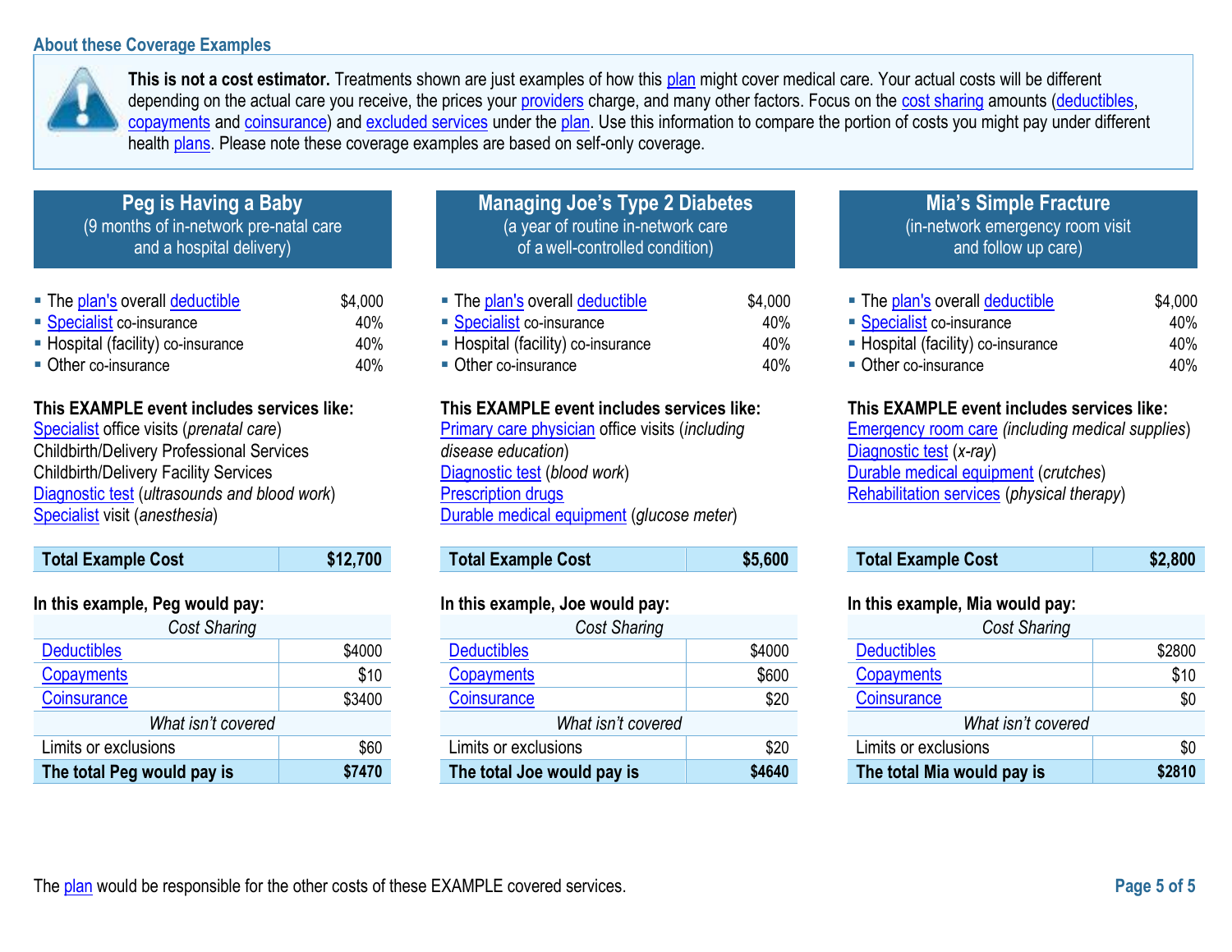## About these Coverage Examples

**This is not a cost estimator.** Treatments shown are just examples of how this plan might cover medical care. Your actual costs will be different depending on the actual care you receive, the prices your providers charge, and many other factors. Focus on the cost sharing amounts (deductibles, copayments and coinsurance) and excluded services under the plan. Use this information to compare the portion of costs you might pay under different health plans. Please note these coverage examples are based on self-only coverage.

### Peg is Having a Baby
(9 months of in-network pre-natal care and a hospital delivery)

- The plan's overall deductible $4,000
- Specialist co-insurance 40%
- Hospital (facility) co-insurance 40%
- Other co-insurance 40%

**This EXAMPLE event includes services like:**
Specialist office visits (*prenatal care*)
Childbirth/Delivery Professional Services
Childbirth/Delivery Facility Services
Diagnostic test (*ultrasounds and blood work*)
Specialist visit (*anesthesia*)

| **Total Example Cost** | **$12,700** |
|---|---|

**In this example, Peg would pay:**

| *Cost Sharing* | |
|---|---|
| Deductibles | $4000 |
| Copayments | $10 |
| Coinsurance | $3400 |
| *What isn't covered* | |
| Limits or exclusions | $60 |
| **The total Peg would pay is** | **$7470** |

### Managing Joe's Type 2 Diabetes
(a year of routine in-network care of a well-controlled condition)

- The plan's overall deductible $4,000
- Specialist co-insurance 40%
- Hospital (facility) co-insurance 40%
- Other co-insurance 40%

**This EXAMPLE event includes services like:**
Primary care physician office visits (*including disease education*)
Diagnostic test (*blood work*)
Prescription drugs
Durable medical equipment (*glucose meter*)

| **Total Example Cost** | **$5,600** |
|---|---|

**In this example, Joe would pay:**

| *Cost Sharing* | |
|---|---|
| Deductibles | $4000 |
| Copayments | $600 |
| Coinsurance | $20 |
| *What isn't covered* | |
| Limits or exclusions | $20 |
| **The total Joe would pay is** | **$4640** |

### Mia's Simple Fracture
(in-network emergency room visit and follow up care)

- The plan's overall deductible $4,000
- Specialist co-insurance 40%
- Hospital (facility) co-insurance 40%
- Other co-insurance 40%

**This EXAMPLE event includes services like:**
Emergency room care *(including medical supplies)*
Diagnostic test (*x-ray*)
Durable medical equipment (*crutches*)
Rehabilitation services (*physical therapy*)

| **Total Example Cost** | **$2,800** |
|---|---|

**In this example, Mia would pay:**

| *Cost Sharing* | |
|---|---|
| Deductibles | $2800 |
| Copayments | $10 |
| Coinsurance | $0 |
| *What isn't covered* | |
| Limits or exclusions | $0 |
| **The total Mia would pay is** | **$2810** |

The plan would be responsible for the other costs of these EXAMPLE covered services.